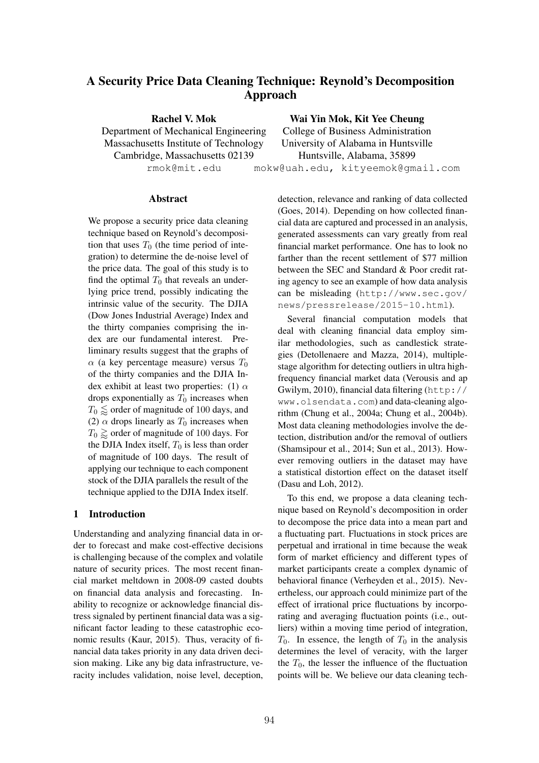# A Security Price Data Cleaning Technique: Reynold's Decomposition Approach

**Rachel V. Mok**
Department of Mechanical Engineering
Massachusetts Institute of Technology
Cambridge, Massachusetts 02139
rmok@mit.edu

**Wai Yin Mok, Kit Yee Cheung**
College of Business Administration
University of Alabama in Huntsville
Huntsville, Alabama, 35899
mokw@uah.edu, kityeemok@gmail.com

## Abstract

We propose a security price data cleaning technique based on Reynold's decomposition that uses $T_0$ (the time period of integration) to determine the de-noise level of the price data. The goal of this study is to find the optimal $T_0$ that reveals an underlying price trend, possibly indicating the intrinsic value of the security. The DJIA (Dow Jones Industrial Average) Index and the thirty companies comprising the index are our fundamental interest. Preliminary results suggest that the graphs of $\alpha$ (a key percentage measure) versus $T_0$ of the thirty companies and the DJIA Index exhibit at least two properties: (1) $\alpha$ drops exponentially as $T_0$ increases when $T_0 \lessapprox$ order of magnitude of 100 days, and (2) $\alpha$ drops linearly as $T_0$ increases when $T_0 \gtrapprox$ order of magnitude of 100 days. For the DJIA Index itself, $T_0$ is less than order of magnitude of 100 days. The result of applying our technique to each component stock of the DJIA parallels the result of the technique applied to the DJIA Index itself.

## 1 Introduction

Understanding and analyzing financial data in order to forecast and make cost-effective decisions is challenging because of the complex and volatile nature of security prices. The most recent financial market meltdown in 2008-09 casted doubts on financial data analysis and forecasting. Inability to recognize or acknowledge financial distress signaled by pertinent financial data was a significant factor leading to these catastrophic economic results (Kaur, 2015). Thus, veracity of financial data takes priority in any data driven decision making. Like any big data infrastructure, veracity includes validation, noise level, deception, detection, relevance and ranking of data collected (Goes, 2014). Depending on how collected financial data are captured and processed in an analysis, generated assessments can vary greatly from real financial market performance. One has to look no farther than the recent settlement of $77 million between the SEC and Standard & Poor credit rating agency to see an example of how data analysis can be misleading (http://www.sec.gov/news/pressrelease/2015-10.html).

Several financial computation models that deal with cleaning financial data employ similar methodologies, such as candlestick strategies (Detollenaere and Mazza, 2014), multiple-stage algorithm for detecting outliers in ultra high-frequency financial market data (Verousis and ap Gwilym, 2010), financial data filtering (http://www.olsendata.com) and data-cleaning algorithm (Chung et al., 2004a; Chung et al., 2004b). Most data cleaning methodologies involve the detection, distribution and/or the removal of outliers (Shamsipour et al., 2014; Sun et al., 2013). However removing outliers in the dataset may have a statistical distortion effect on the dataset itself (Dasu and Loh, 2012).

To this end, we propose a data cleaning technique based on Reynold's decomposition in order to decompose the price data into a mean part and a fluctuating part. Fluctuations in stock prices are perpetual and irrational in time because the weak form of market efficiency and different types of market participants create a complex dynamic of behavioral finance (Verheyden et al., 2015). Nevertheless, our approach could minimize part of the effect of irrational price fluctuations by incorporating and averaging fluctuation points (i.e., outliers) within a moving time period of integration, $T_0$. In essence, the length of $T_0$ in the analysis determines the level of veracity, with the larger the $T_0$, the lesser the influence of the fluctuation points will be. We believe our data cleaning tech-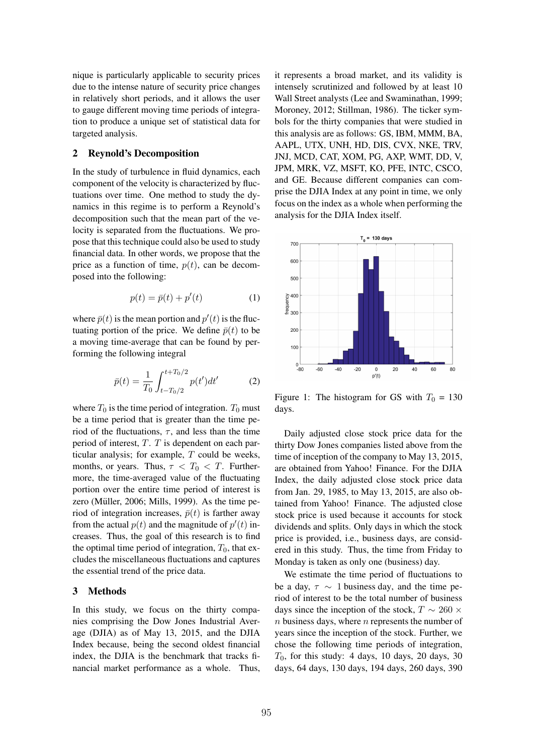nique is particularly applicable to security prices due to the intense nature of security price changes in relatively short periods, and it allows the user to gauge different moving time periods of integration to produce a unique set of statistical data for targeted analysis.

## 2 Reynold's Decomposition

In the study of turbulence in fluid dynamics, each component of the velocity is characterized by fluctuations over time. One method to study the dynamics in this regime is to perform a Reynold's decomposition such that the mean part of the velocity is separated from the fluctuations. We propose that this technique could also be used to study financial data. In other words, we propose that the price as a function of time, $p(t)$, can be decomposed into the following:

$$p(t) = \bar{p}(t) + p'(t) \tag{1}$$

where $\bar{p}(t)$ is the mean portion and $p'(t)$ is the fluctuating portion of the price. We define $\bar{p}(t)$ to be a moving time-average that can be found by performing the following integral

$$\bar{p}(t) = \frac{1}{T_0} \int_{t-T_0/2}^{t+T_0/2} p(t')dt' \tag{2}$$

where $T_0$ is the time period of integration. $T_0$ must be a time period that is greater than the time period of the fluctuations, $\tau$, and less than the time period of interest, $T$. $T$ is dependent on each particular analysis; for example, $T$ could be weeks, months, or years. Thus, $\tau < T_0 < T$. Furthermore, the time-averaged value of the fluctuating portion over the entire time period of interest is zero (Müller, 2006; Mills, 1999). As the time period of integration increases, $\bar{p}(t)$ is farther away from the actual $p(t)$ and the magnitude of $p'(t)$ increases. Thus, the goal of this research is to find the optimal time period of integration, $T_0$, that excludes the miscellaneous fluctuations and captures the essential trend of the price data.

## 3 Methods

In this study, we focus on the thirty companies comprising the Dow Jones Industrial Average (DJIA) as of May 13, 2015, and the DJIA Index because, being the second oldest financial index, the DJIA is the benchmark that tracks financial market performance as a whole. Thus, it represents a broad market, and its validity is intensely scrutinized and followed by at least 10 Wall Street analysts (Lee and Swaminathan, 1999; Moroney, 2012; Stillman, 1986). The ticker symbols for the thirty companies that were studied in this analysis are as follows: GS, IBM, MMM, BA, AAPL, UTX, UNH, HD, DIS, CVX, NKE, TRV, JNJ, MCD, CAT, XOM, PG, AXP, WMT, DD, V, JPM, MRK, VZ, MSFT, KO, PFE, INTC, CSCO, and GE. Because different companies can comprise the DJIA Index at any point in time, we only focus on the index as a whole when performing the analysis for the DJIA Index itself.

$T_0$ = 130 days

frequency

p'(t)

0 100 200 300 400 500 600 700

-80 -60 -40 -20 0 20 40 60 80

Figure 1: The histogram for GS with $T_0$ = 130 days.

Daily adjusted close stock price data for the thirty Dow Jones companies listed above from the time of inception of the company to May 13, 2015, are obtained from Yahoo! Finance. For the DJIA Index, the daily adjusted close stock price data from Jan. 29, 1985, to May 13, 2015, are also obtained from Yahoo! Finance. The adjusted close stock price is used because it accounts for stock dividends and splits. Only days in which the stock price is provided, i.e., business days, are considered in this study. Thus, the time from Friday to Monday is taken as only one (business) day.

We estimate the time period of fluctuations to be a day, $\tau \sim 1$ business day, and the time period of interest to be the total number of business days since the inception of the stock, $T \sim 260 \times n$ business days, where $n$ represents the number of years since the inception of the stock. Further, we chose the following time periods of integration, $T_0$, for this study: 4 days, 10 days, 20 days, 30 days, 64 days, 130 days, 194 days, 260 days, 390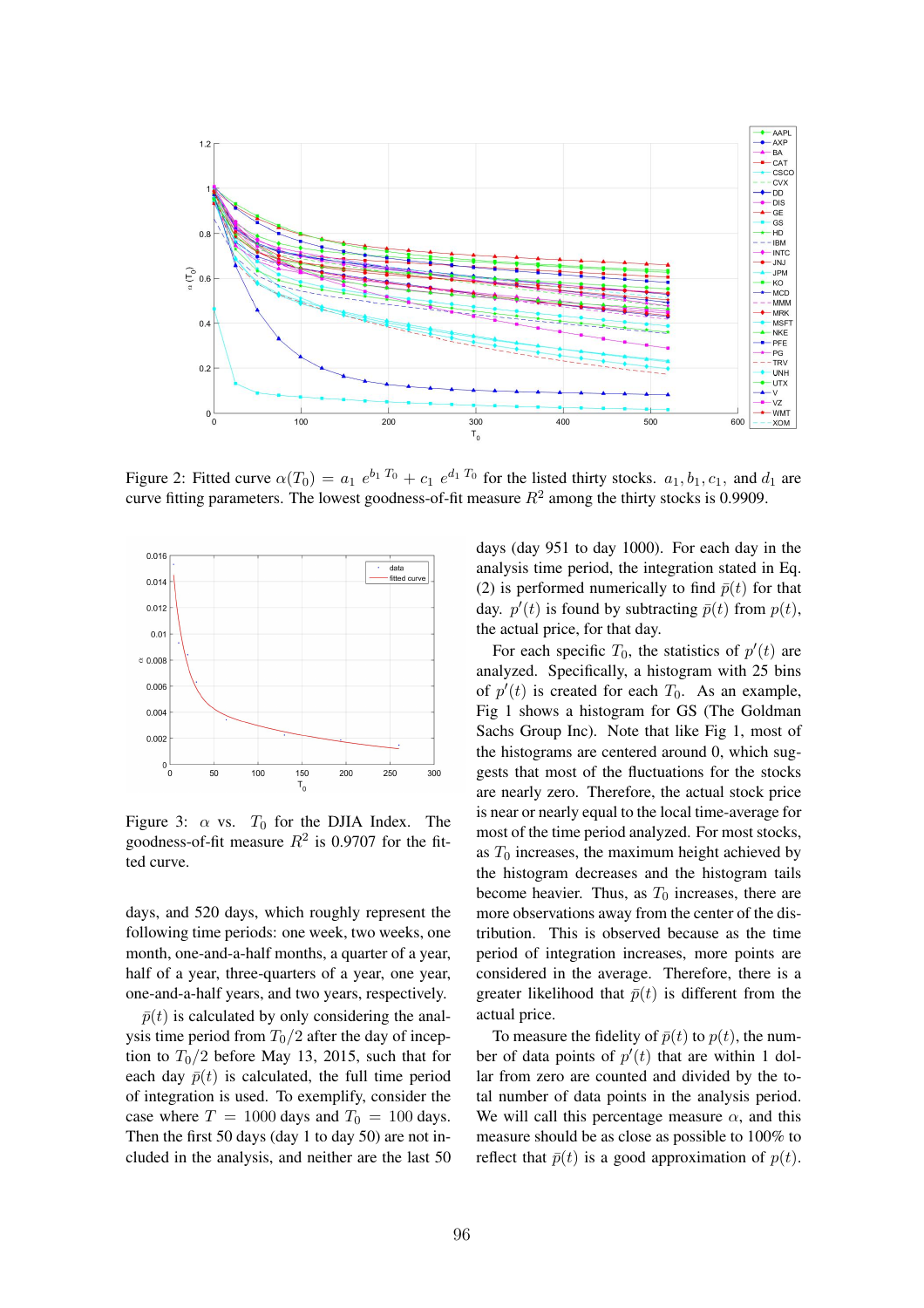1.2

1

0.8

0.6

0.4

0.2

0

0

100

200

300

400

500

600

$T_0$

$\alpha(T_0)$

AAPL
AXP
BA
CAT
CSCO
CVX
DD
DIS
GE
GS
HD
IBM
INTC
JNJ
JPM
KO
MCD
MMM
MRK
MSFT
NKE
PFE
PG
TRV
UNH
UTX
V
VZ
WMT
XOM

Figure 2: Fitted curve $\alpha(T_0) = a_1\, e^{b_1\, T_0} + c_1\, e^{d_1\, T_0}$ for the listed thirty stocks. $a_1, b_1, c_1$, and $d_1$ are curve fitting parameters. The lowest goodness-of-fit measure $R^2$ among the thirty stocks is 0.9909.

0.016

0.014

0.012

0.01

0.008

0.006

0.004

0.002

0

0

50

100

150

200

250

300

$T_0$

$\alpha$

data
fitted curve

Figure 3: $\alpha$ vs. $T_0$ for the DJIA Index. The goodness-of-fit measure $R^2$ is 0.9707 for the fitted curve.

days, and 520 days, which roughly represent the following time periods: one week, two weeks, one month, one-and-a-half months, a quarter of a year, half of a year, three-quarters of a year, one year, one-and-a-half years, and two years, respectively.

$\bar{p}(t)$ is calculated by only considering the analysis time period from $T_0/2$ after the day of inception to $T_0/2$ before May 13, 2015, such that for each day $\bar{p}(t)$ is calculated, the full time period of integration is used. To exemplify, consider the case where $T = 1000$ days and $T_0 = 100$ days. Then the first 50 days (day 1 to day 50) are not included in the analysis, and neither are the last 50 days (day 951 to day 1000). For each day in the analysis time period, the integration stated in Eq. (2) is performed numerically to find $\bar{p}(t)$ for that day. $p'(t)$ is found by subtracting $\bar{p}(t)$ from $p(t)$, the actual price, for that day.

For each specific $T_0$, the statistics of $p'(t)$ are analyzed. Specifically, a histogram with 25 bins of $p'(t)$ is created for each $T_0$. As an example, Fig 1 shows a histogram for GS (The Goldman Sachs Group Inc). Note that like Fig 1, most of the histograms are centered around 0, which suggests that most of the fluctuations for the stocks are nearly zero. Therefore, the actual stock price is near or nearly equal to the local time-average for most of the time period analyzed. For most stocks, as $T_0$ increases, the maximum height achieved by the histogram decreases and the histogram tails become heavier. Thus, as $T_0$ increases, there are more observations away from the center of the distribution. This is observed because as the time period of integration increases, more points are considered in the average. Therefore, there is a greater likelihood that $\bar{p}(t)$ is different from the actual price.

To measure the fidelity of $\bar{p}(t)$ to $p(t)$, the number of data points of $p'(t)$ that are within 1 dollar from zero are counted and divided by the total number of data points in the analysis period. We will call this percentage measure $\alpha$, and this measure should be as close as possible to 100% to reflect that $\bar{p}(t)$ is a good approximation of $p(t)$.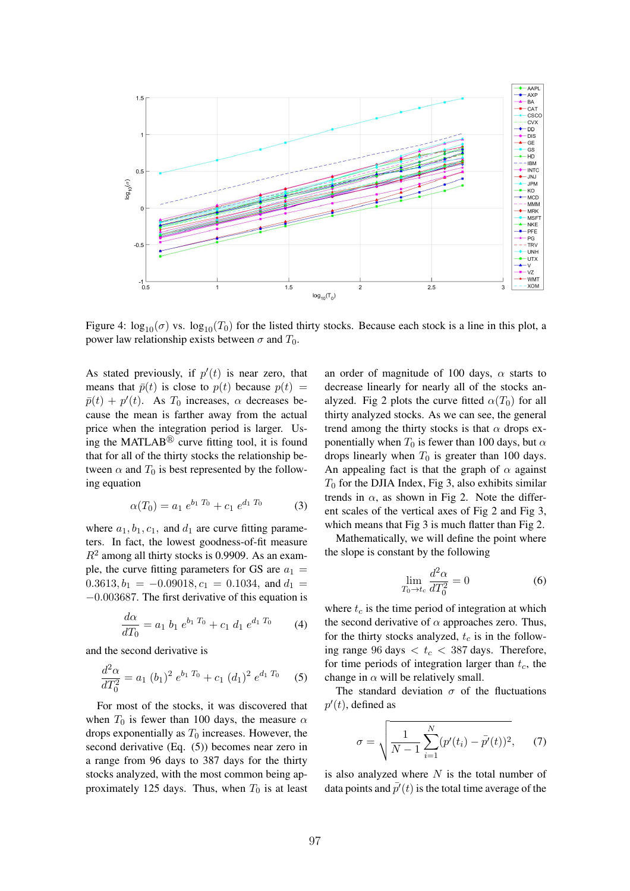1.5

1

0.5

0

-0.5

-1

0.5 1 1.5 2 2.5 3

$\log_{10}(\sigma)$

$\log_{10}(T_0)$

AAPL
AXP
BA
CAT
CSCO
CVX
DD
DIS
GE
GS
HD
IBM
INTC
JNJ
JPM
KO
MCD
MMM
MRK
MSFT
NKE
PFE
PG
TRV
UNH
UTX
V
VZ
WMT
XOM

Figure 4: $\log_{10}(\sigma)$ vs. $\log_{10}(T_0)$ for the listed thirty stocks. Because each stock is a line in this plot, a power law relationship exists between $\sigma$ and $T_0$.

As stated previously, if $p'(t)$ is near zero, that means that $\bar{p}(t)$ is close to $p(t)$ because $p(t) = \bar{p}(t) + p'(t)$. As $T_0$ increases, $\alpha$ decreases because the mean is farther away from the actual price when the integration period is larger. Using the MATLAB® curve fitting tool, it is found that for all of the thirty stocks the relationship between $\alpha$ and $T_0$ is best represented by the following equation

$$\alpha(T_0) = a_1\, e^{b_1\, T_0} + c_1\, e^{d_1\, T_0} \tag{3}$$

where $a_1, b_1, c_1,$ and $d_1$ are curve fitting parameters. In fact, the lowest goodness-of-fit measure $R^2$ among all thirty stocks is 0.9909. As an example, the curve fitting parameters for GS are $a_1 = 0.3613, b_1 = -0.09018, c_1 = 0.1034,$ and $d_1 = -0.003687$. The first derivative of this equation is

$$\frac{d\alpha}{dT_0} = a_1\, b_1\, e^{b_1\, T_0} + c_1\, d_1\, e^{d_1\, T_0} \tag{4}$$

and the second derivative is

$$\frac{d^2\alpha}{dT_0^2} = a_1\, (b_1)^2\, e^{b_1\, T_0} + c_1\, (d_1)^2\, e^{d_1\, T_0} \tag{5}$$

For most of the stocks, it was discovered that when $T_0$ is fewer than 100 days, the measure $\alpha$ drops exponentially as $T_0$ increases. However, the second derivative (Eq. (5)) becomes near zero in a range from 96 days to 387 days for the thirty stocks analyzed, with the most common being approximately 125 days. Thus, when $T_0$ is at least an order of magnitude of 100 days, $\alpha$ starts to decrease linearly for nearly all of the stocks analyzed. Fig 2 plots the curve fitted $\alpha(T_0)$ for all thirty analyzed stocks. As we can see, the general trend among the thirty stocks is that $\alpha$ drops exponentially when $T_0$ is fewer than 100 days, but $\alpha$ drops linearly when $T_0$ is greater than 100 days. An appealing fact is that the graph of $\alpha$ against $T_0$ for the DJIA Index, Fig 3, also exhibits similar trends in $\alpha$, as shown in Fig 2. Note the different scales of the vertical axes of Fig 2 and Fig 3, which means that Fig 3 is much flatter than Fig 2.

Mathematically, we will define the point where the slope is constant by the following

$$\lim_{T_0 \to t_c} \frac{d^2\alpha}{dT_0^2} = 0 \tag{6}$$

where $t_c$ is the time period of integration at which the second derivative of $\alpha$ approaches zero. Thus, for the thirty stocks analyzed, $t_c$ is in the following range 96 days $< t_c <$ 387 days. Therefore, for time periods of integration larger than $t_c$, the change in $\alpha$ will be relatively small.

The standard deviation $\sigma$ of the fluctuations $p'(t)$, defined as

$$\sigma = \sqrt{\frac{1}{N-1} \sum_{i=1}^{N} (p'(t_i) - \bar{p}'(t))^2}, \tag{7}$$

is also analyzed where $N$ is the total number of data points and $\bar{p}'(t)$ is the total time average of the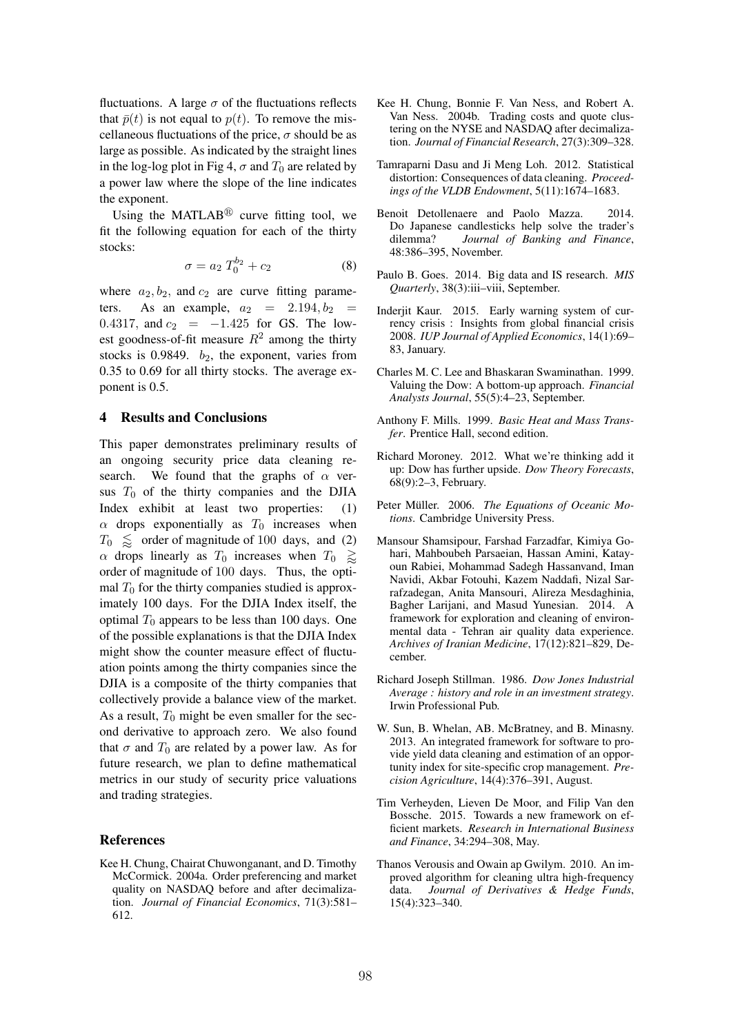fluctuations. A large $\sigma$ of the fluctuations reflects that $\bar{p}(t)$ is not equal to $p(t)$. To remove the miscellaneous fluctuations of the price, $\sigma$ should be as large as possible. As indicated by the straight lines in the log-log plot in Fig 4, $\sigma$ and $T_0$ are related by a power law where the slope of the line indicates the exponent.

Using the MATLAB® curve fitting tool, we fit the following equation for each of the thirty stocks:

$$\sigma = a_2 \, T_0^{b_2} + c_2 \tag{8}$$

where $a_2, b_2$, and $c_2$ are curve fitting parameters. As an example, $a_2 = 2.194, b_2 = 0.4317$, and $c_2 = -1.425$ for GS. The lowest goodness-of-fit measure $R^2$ among the thirty stocks is 0.9849. $b_2$, the exponent, varies from 0.35 to 0.69 for all thirty stocks. The average exponent is 0.5.

## 4 Results and Conclusions

This paper demonstrates preliminary results of an ongoing security price data cleaning research. We found that the graphs of $\alpha$ versus $T_0$ of the thirty companies and the DJIA Index exhibit at least two properties: (1) $\alpha$ drops exponentially as $T_0$ increases when $T_0 \lessapprox$ order of magnitude of 100 days, and (2) $\alpha$ drops linearly as $T_0$ increases when $T_0 \gtrapprox$ order of magnitude of 100 days. Thus, the optimal $T_0$ for the thirty companies studied is approximately 100 days. For the DJIA Index itself, the optimal $T_0$ appears to be less than 100 days. One of the possible explanations is that the DJIA Index might show the counter measure effect of fluctuation points among the thirty companies since the DJIA is a composite of the thirty companies that collectively provide a balance view of the market. As a result, $T_0$ might be even smaller for the second derivative to approach zero. We also found that $\sigma$ and $T_0$ are related by a power law. As for future research, we plan to define mathematical metrics in our study of security price valuations and trading strategies.

## References

Kee H. Chung, Chairat Chuwonganant, and D. Timothy McCormick. 2004a. Order preferencing and market quality on NASDAQ before and after decimalization. *Journal of Financial Economics*, 71(3):581–612.

Kee H. Chung, Bonnie F. Van Ness, and Robert A. Van Ness. 2004b. Trading costs and quote clustering on the NYSE and NASDAQ after decimalization. *Journal of Financial Research*, 27(3):309–328.

Tamraparni Dasu and Ji Meng Loh. 2012. Statistical distortion: Consequences of data cleaning. *Proceedings of the VLDB Endowment*, 5(11):1674–1683.

Benoit Detollenaere and Paolo Mazza. 2014. Do Japanese candlesticks help solve the trader's dilemma? *Journal of Banking and Finance*, 48:386–395, November.

Paulo B. Goes. 2014. Big data and IS research. *MIS Quarterly*, 38(3):iii–viii, September.

Inderjit Kaur. 2015. Early warning system of currency crisis : Insights from global financial crisis 2008. *IUP Journal of Applied Economics*, 14(1):69–83, January.

Charles M. C. Lee and Bhaskaran Swaminathan. 1999. Valuing the Dow: A bottom-up approach. *Financial Analysts Journal*, 55(5):4–23, September.

Anthony F. Mills. 1999. *Basic Heat and Mass Transfer*. Prentice Hall, second edition.

Richard Moroney. 2012. What we're thinking add it up: Dow has further upside. *Dow Theory Forecasts*, 68(9):2–3, February.

Peter Müller. 2006. *The Equations of Oceanic Motions*. Cambridge University Press.

Mansour Shamsipour, Farshad Farzadfar, Kimiya Gohari, Mahboubeh Parsaeian, Hassan Amini, Katayoun Rabiei, Mohammad Sadegh Hassanvand, Iman Navidi, Akbar Fotouhi, Kazem Naddafi, Nizal Sarrafzadegan, Anita Mansouri, Alireza Mesdaghinia, Bagher Larijani, and Masud Yunesian. 2014. A framework for exploration and cleaning of environmental data - Tehran air quality data experience. *Archives of Iranian Medicine*, 17(12):821–829, December.

Richard Joseph Stillman. 1986. *Dow Jones Industrial Average : history and role in an investment strategy*. Irwin Professional Pub.

W. Sun, B. Whelan, AB. McBratney, and B. Minasny. 2013. An integrated framework for software to provide yield data cleaning and estimation of an opportunity index for site-specific crop management. *Precision Agriculture*, 14(4):376–391, August.

Tim Verheyden, Lieven De Moor, and Filip Van den Bossche. 2015. Towards a new framework on efficient markets. *Research in International Business and Finance*, 34:294–308, May.

Thanos Verousis and Owain ap Gwilym. 2010. An improved algorithm for cleaning ultra high-frequency data. *Journal of Derivatives & Hedge Funds*, 15(4):323–340.